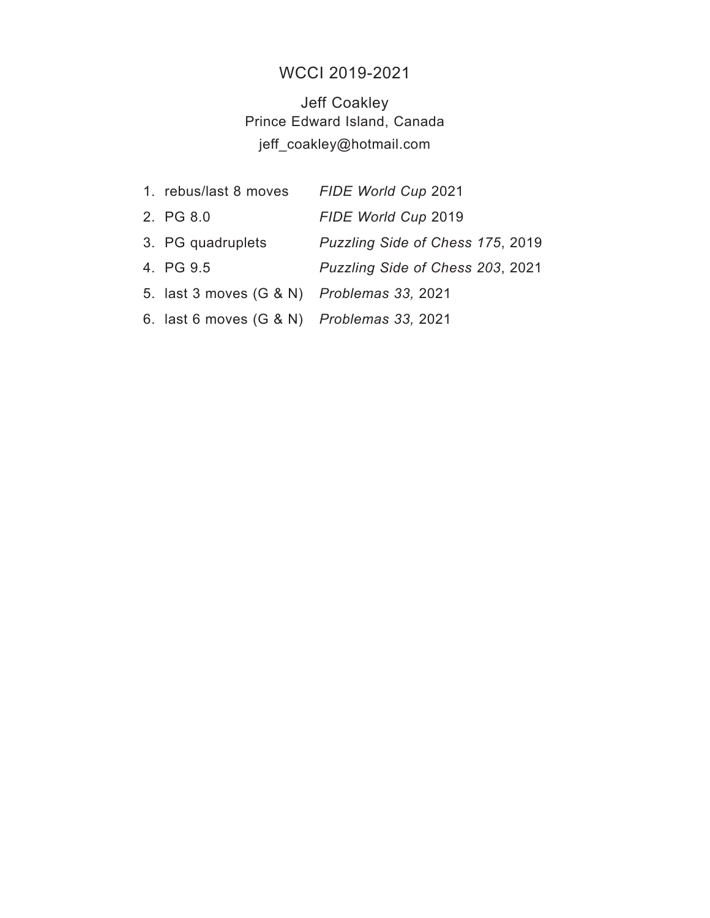# WCCI 2019-2021

Jeff Coakley
Prince Edward Island, Canada
jeff_coakley@hotmail.com

1. rebus/last 8 moves — *FIDE World Cup* 2021
2. PG 8.0 — *FIDE World Cup* 2019
3. PG quadruplets — *Puzzling Side of Chess 175*, 2019
4. PG 9.5 — *Puzzling Side of Chess 203*, 2021
5. last 3 moves (G & N) — *Problemas 33,* 2021
6. last 6 moves (G & N) — *Problemas 33,* 2021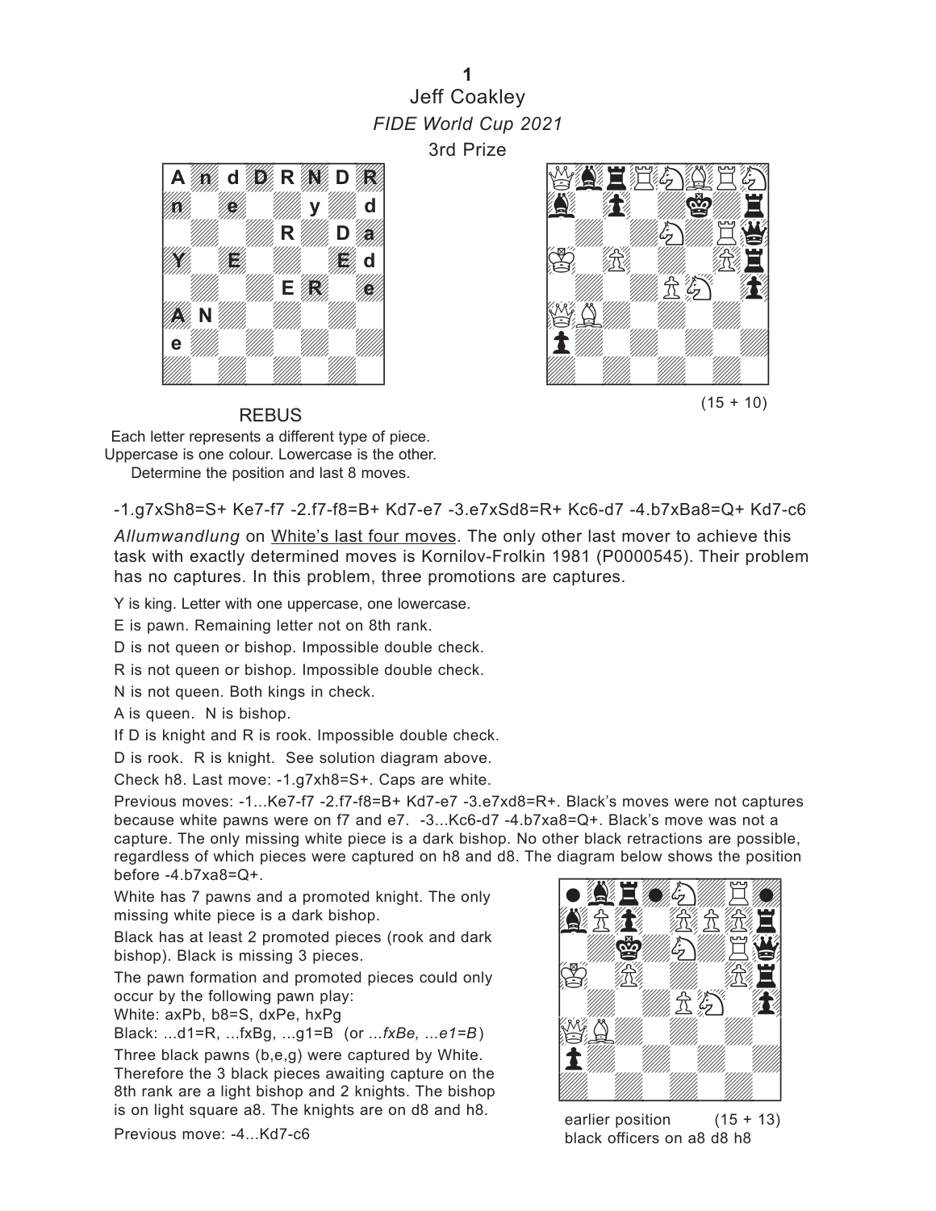**1**

Jeff Coakley

*FIDE World Cup 2021*

3rd Prize

REBUS

Each letter represents a different type of piece.
Uppercase is one colour. Lowercase is the other.
Determine the position and last 8 moves.

(15 + 10)

-1.g7xSh8=S+ Ke7-f7 -2.f7-f8=B+ Kd7-e7 -3.e7xSd8=R+ Kc6-d7 -4.b7xBa8=Q+ Kd7-c6

*Allumwandlung* on White's last four moves. The only other last mover to achieve this task with exactly determined moves is Kornilov-Frolkin 1981 (P0000545). Their problem has no captures. In this problem, three promotions are captures.

Y is king. Letter with one uppercase, one lowercase.

E is pawn. Remaining letter not on 8th rank.

D is not queen or bishop. Impossible double check.

R is not queen or bishop. Impossible double check.

N is not queen. Both kings in check.

A is queen. N is bishop.

If D is knight and R is rook. Impossible double check.

D is rook. R is knight. See solution diagram above.

Check h8. Last move: -1.g7xh8=S+. Caps are white.

Previous moves: -1...Ke7-f7 -2.f7-f8=B+ Kd7-e7 -3.e7xd8=R+. Black's moves were not captures because white pawns were on f7 and e7. -3...Kc6-d7 -4.b7xa8=Q+. Black's move was not a capture. The only missing white piece is a dark bishop. No other black retractions are possible, regardless of which pieces were captured on h8 and d8. The diagram below shows the position before -4.b7xa8=Q+.

White has 7 pawns and a promoted knight. The only missing white piece is a dark bishop.

Black has at least 2 promoted pieces (rook and dark bishop). Black is missing 3 pieces.

The pawn formation and promoted pieces could only occur by the following pawn play:
White: axPb, b8=S, dxPe, hxPg
Black: ...d1=R, ...fxBg, ...g1=B (or *...fxBe, ...e1=B*)

Three black pawns (b,e,g) were captured by White. Therefore the 3 black pieces awaiting capture on the 8th rank are a light bishop and 2 knights. The bishop is on light square a8. The knights are on d8 and h8.

Previous move: -4...Kd7-c6

earlier position (15 + 13)
black officers on a8 d8 h8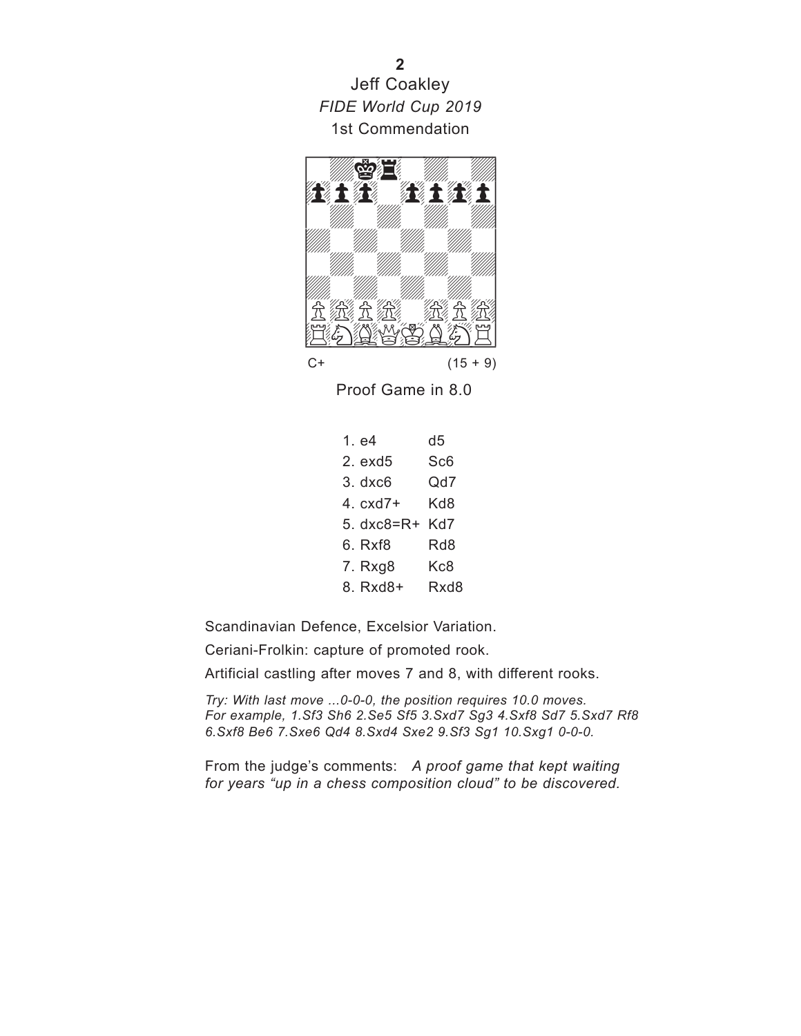**2**

Jeff Coakley

*FIDE World Cup 2019*

1st Commendation

C+ (15 + 9)

Proof Game in 8.0

| | | |
|---|---|---|
| 1. | e4 | d5 |
| 2. | exd5 | Sc6 |
| 3. | dxc6 | Qd7 |
| 4. | cxd7+ | Kd8 |
| 5. | dxc8=R+ | Kd7 |
| 6. | Rxf8 | Rd8 |
| 7. | Rxg8 | Kc8 |
| 8. | Rxd8+ | Rxd8 |

Scandinavian Defence, Excelsior Variation.

Ceriani-Frolkin: capture of promoted rook.

Artificial castling after moves 7 and 8, with different rooks.

*Try: With last move ...0-0-0, the position requires 10.0 moves. For example, 1.Sf3 Sh6 2.Se5 Sf5 3.Sxd7 Sg3 4.Sxf8 Sd7 5.Sxd7 Rf8 6.Sxf8 Be6 7.Sxe6 Qd4 8.Sxd4 Sxe2 9.Sf3 Sg1 10.Sxg1 0-0-0.*

From the judge's comments: *A proof game that kept waiting for years "up in a chess composition cloud" to be discovered.*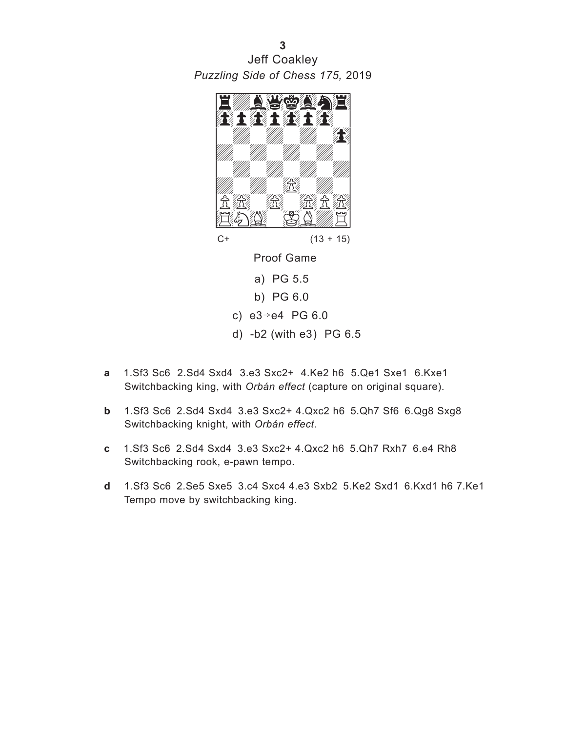**3**

Jeff Coakley

*Puzzling Side of Chess 175,* 2019

C+ (13 + 15)

Proof Game

a) PG 5.5

b) PG 6.0

c) e3→e4 PG 6.0

d) -b2 (with e3) PG 6.5

**a** 1.Sf3 Sc6 2.Sd4 Sxd4 3.e3 Sxc2+ 4.Ke2 h6 5.Qe1 Sxe1 6.Kxe1
Switchbacking king, with *Orbán effect* (capture on original square).

**b** 1.Sf3 Sc6 2.Sd4 Sxd4 3.e3 Sxc2+ 4.Qxc2 h6 5.Qh7 Sf6 6.Qg8 Sxg8
Switchbacking knight, with *Orbán effect*.

**c** 1.Sf3 Sc6 2.Sd4 Sxd4 3.e3 Sxc2+ 4.Qxc2 h6 5.Qh7 Rxh7 6.e4 Rh8
Switchbacking rook, e-pawn tempo.

**d** 1.Sf3 Sc6 2.Se5 Sxe5 3.c4 Sxc4 4.e3 Sxb2 5.Ke2 Sxd1 6.Kxd1 h6 7.Ke1
Tempo move by switchbacking king.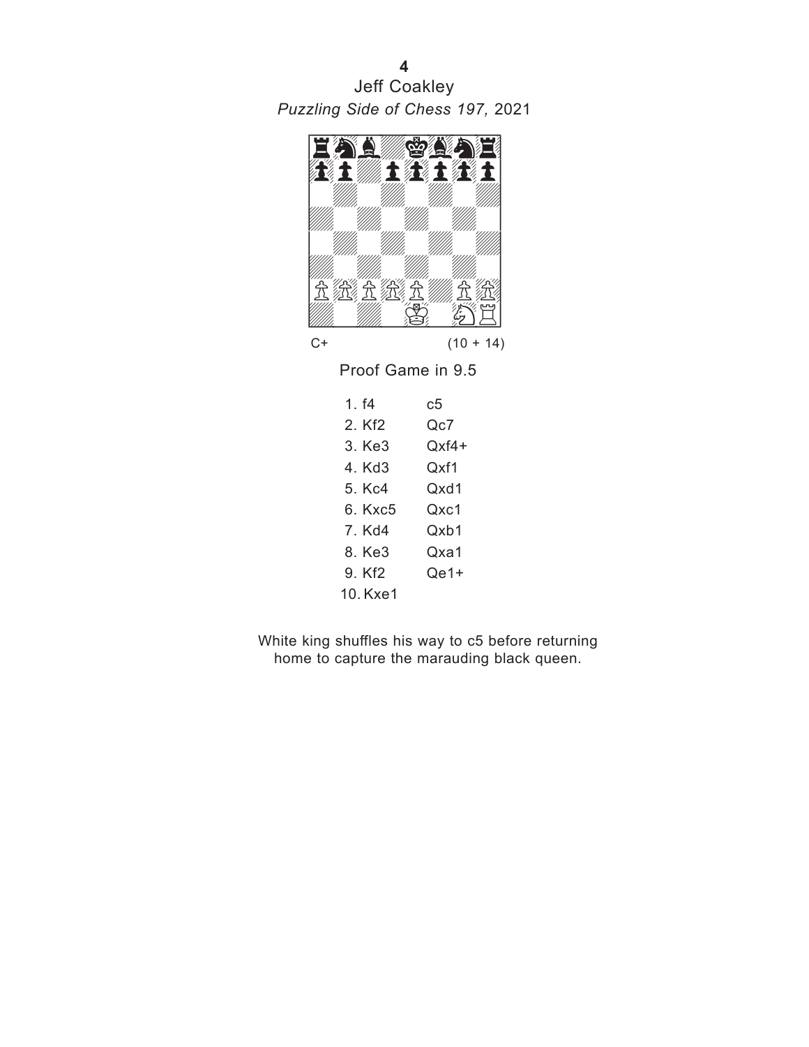**4**

Jeff Coakley

*Puzzling Side of Chess 197,* 2021

C+ (10 + 14)

Proof Game in 9.5

| | | |
|---|---|---|
| 1. | f4 | c5 |
| 2. | Kf2 | Qc7 |
| 3. | Ke3 | Qxf4+ |
| 4. | Kd3 | Qxf1 |
| 5. | Kc4 | Qxd1 |
| 6. | Kxc5 | Qxc1 |
| 7. | Kd4 | Qxb1 |
| 8. | Ke3 | Qxa1 |
| 9. | Kf2 | Qe1+ |
| 10. | Kxe1 | |

White king shuffles his way to c5 before returning home to capture the marauding black queen.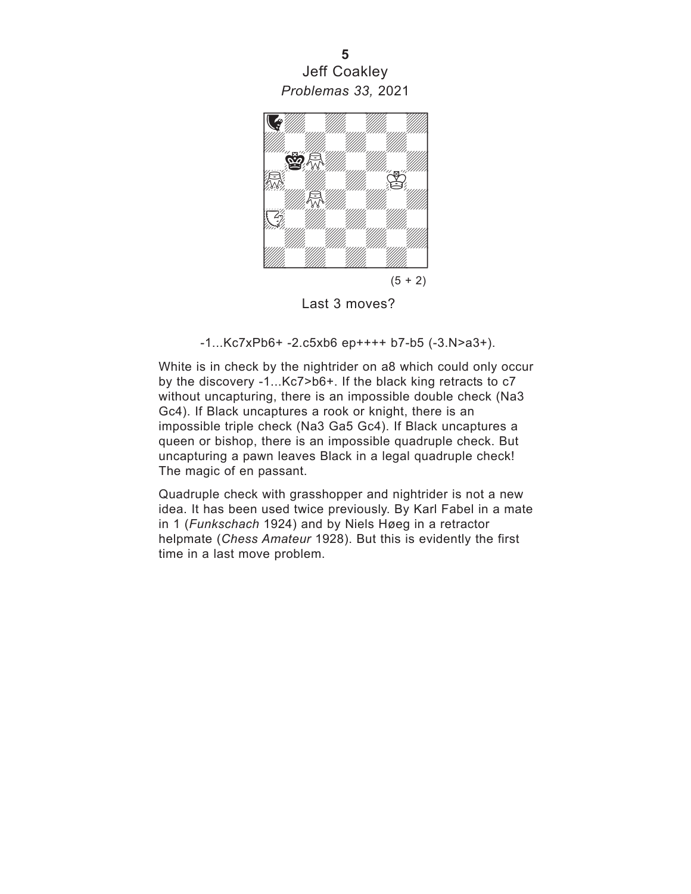**5**
Jeff Coakley
*Problemas 33,* 2021

(5 + 2)

Last 3 moves?

-1...Kc7xPb6+ -2.c5xb6 ep++++ b7-b5 (-3.N>a3+).

White is in check by the nightrider on a8 which could only occur by the discovery -1...Kc7>b6+. If the black king retracts to c7 without uncapturing, there is an impossible double check (Na3 Gc4). If Black uncaptures a rook or knight, there is an impossible triple check (Na3 Ga5 Gc4). If Black uncaptures a queen or bishop, there is an impossible quadruple check. But uncapturing a pawn leaves Black in a legal quadruple check! The magic of en passant.

Quadruple check with grasshopper and nightrider is not a new idea. It has been used twice previously. By Karl Fabel in a mate in 1 (*Funkschach* 1924) and by Niels Høeg in a retractor helpmate (*Chess Amateur* 1928). But this is evidently the first time in a last move problem.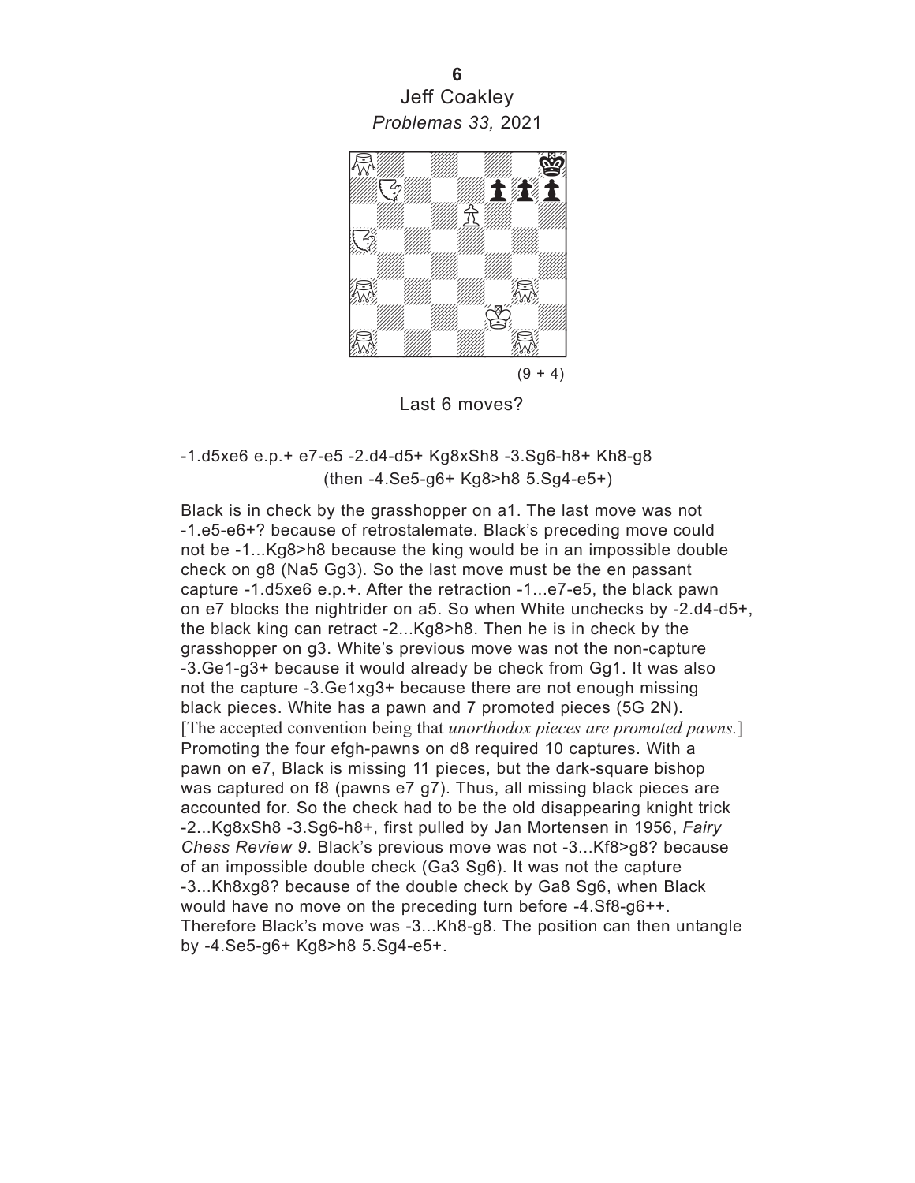**6**

Jeff Coakley

*Problemas 33,* 2021

(9 + 4)

Last 6 moves?

-1.d5xe6 e.p.+ e7-e5 -2.d4-d5+ Kg8xSh8 -3.Sg6-h8+ Kh8-g8
(then -4.Se5-g6+ Kg8>h8 5.Sg4-e5+)

Black is in check by the grasshopper on a1. The last move was not -1.e5-e6+? because of retrostalemate. Black's preceding move could not be -1...Kg8>h8 because the king would be in an impossible double check on g8 (Na5 Gg3). So the last move must be the en passant capture -1.d5xe6 e.p.+. After the retraction -1...e7-e5, the black pawn on e7 blocks the nightrider on a5. So when White unchecks by -2.d4-d5+, the black king can retract -2...Kg8>h8. Then he is in check by the grasshopper on g3. White's previous move was not the non-capture -3.Ge1-g3+ because it would already be check from Gg1. It was also not the capture -3.Ge1xg3+ because there are not enough missing black pieces. White has a pawn and 7 promoted pieces (5G 2N). [The accepted convention being that *unorthodox pieces are promoted pawns.*] Promoting the four efgh-pawns on d8 required 10 captures. With a pawn on e7, Black is missing 11 pieces, but the dark-square bishop was captured on f8 (pawns e7 g7). Thus, all missing black pieces are accounted for. So the check had to be the old disappearing knight trick -2...Kg8xSh8 -3.Sg6-h8+, first pulled by Jan Mortensen in 1956, *Fairy Chess Review 9*. Black's previous move was not -3...Kf8>g8? because of an impossible double check (Ga3 Sg6). It was not the capture -3...Kh8xg8? because of the double check by Ga8 Sg6, when Black would have no move on the preceding turn before -4.Sf8-g6++. Therefore Black's move was -3...Kh8-g8. The position can then untangle by -4.Se5-g6+ Kg8>h8 5.Sg4-e5+.